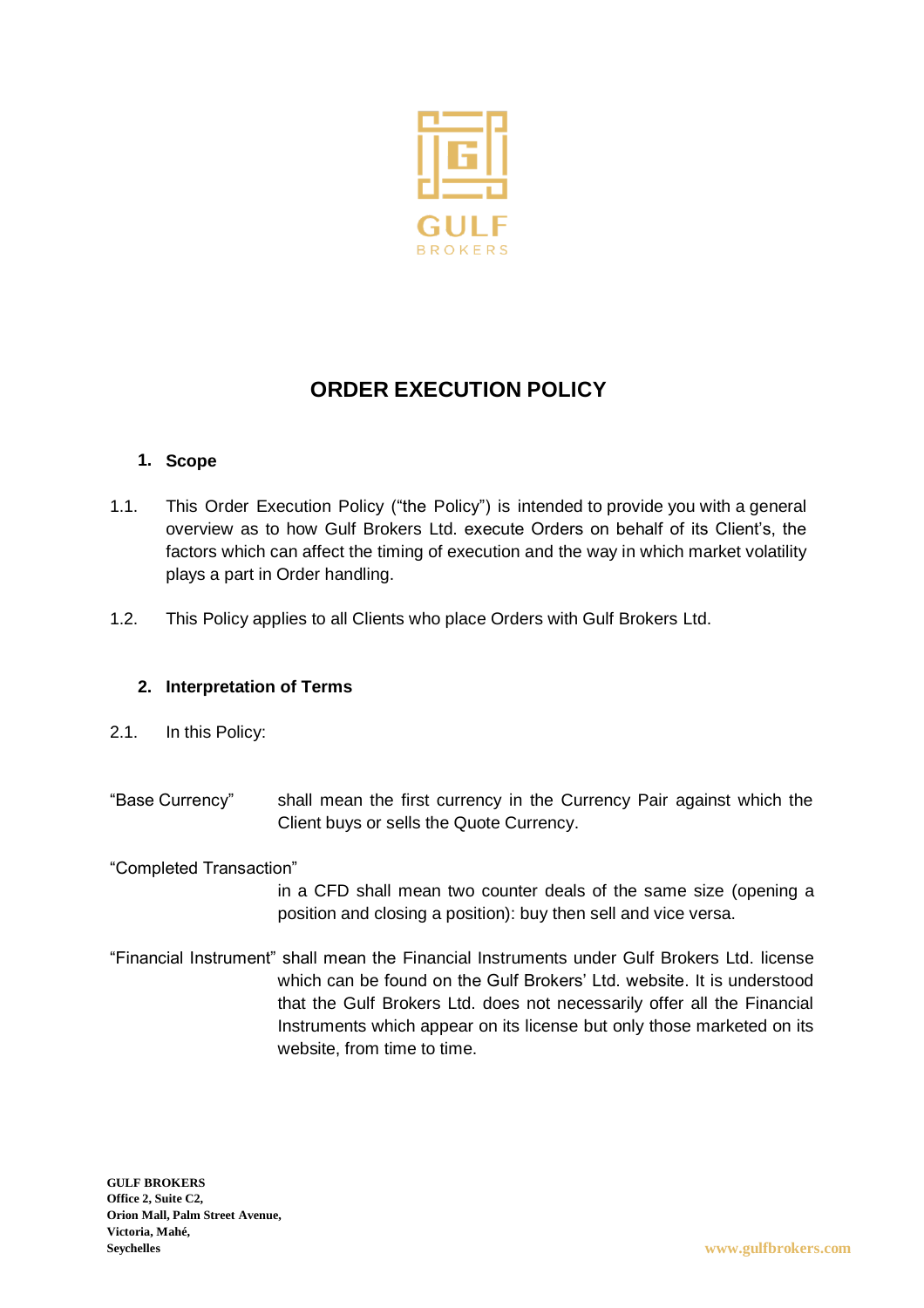GULF
BROKERS

# ORDER EXECUTION POLICY

## 1. Scope

1.1. This Order Execution Policy ("the Policy") is intended to provide you with a general overview as to how Gulf Brokers Ltd. execute Orders on behalf of its Client's, the factors which can affect the timing of execution and the way in which market volatility plays a part in Order handling.

1.2. This Policy applies to all Clients who place Orders with Gulf Brokers Ltd.

## 2. Interpretation of Terms

2.1. In this Policy:

"Base Currency" shall mean the first currency in the Currency Pair against which the Client buys or sells the Quote Currency.

"Completed Transaction" in a CFD shall mean two counter deals of the same size (opening a position and closing a position): buy then sell and vice versa.

"Financial Instrument" shall mean the Financial Instruments under Gulf Brokers Ltd. license which can be found on the Gulf Brokers' Ltd. website. It is understood that the Gulf Brokers Ltd. does not necessarily offer all the Financial Instruments which appear on its license but only those marketed on its website, from time to time.

**GULF BROKERS**
**Office 2, Suite C2,**
**Orion Mall, Palm Street Avenue,**
**Victoria, Mahé,**
**Seychelles**

www.gulfbrokers.com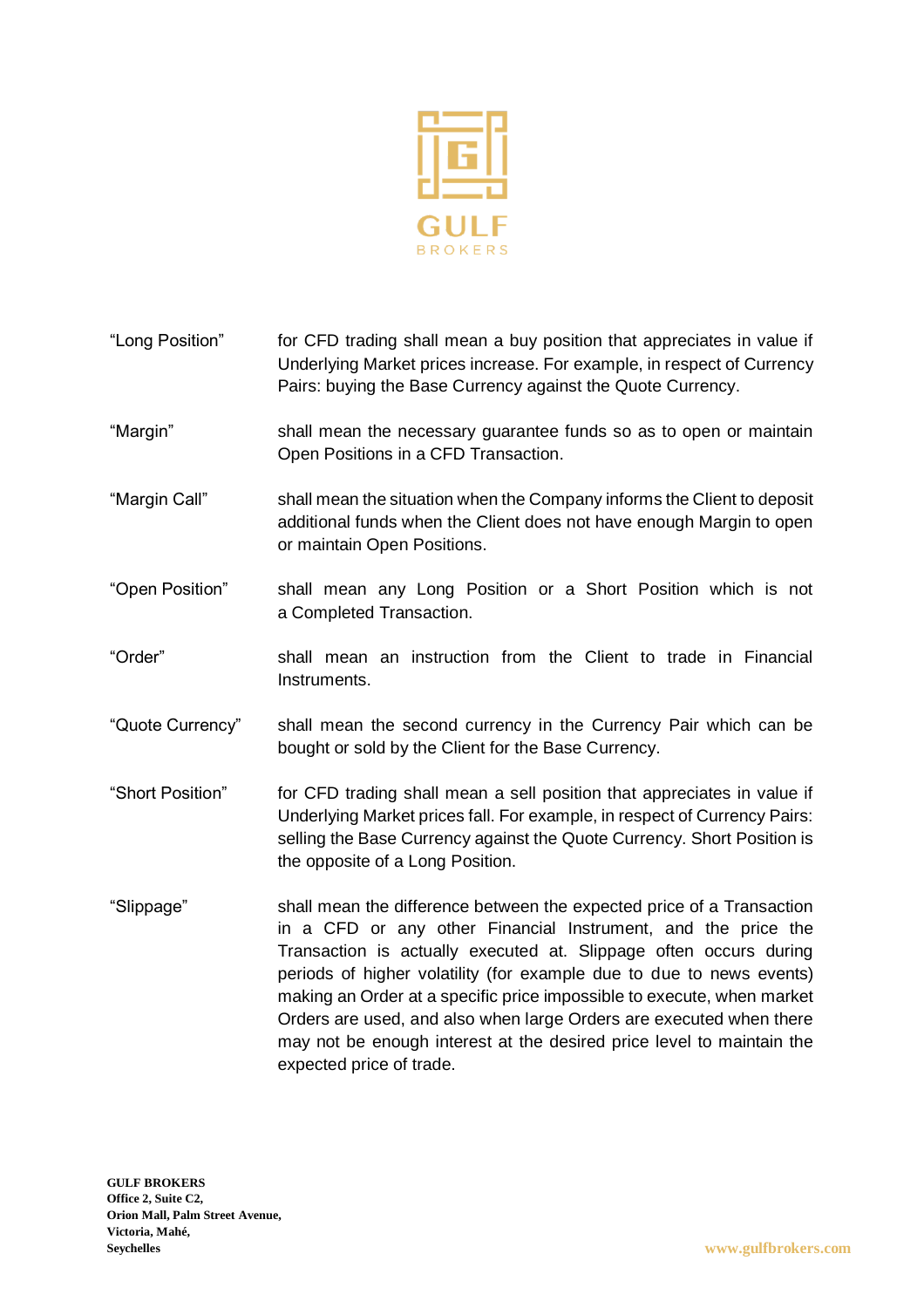| | |
|---|---|
| "Long Position" | for CFD trading shall mean a buy position that appreciates in value if Underlying Market prices increase. For example, in respect of Currency Pairs: buying the Base Currency against the Quote Currency. |
| "Margin" | shall mean the necessary guarantee funds so as to open or maintain Open Positions in a CFD Transaction. |
| "Margin Call" | shall mean the situation when the Company informs the Client to deposit additional funds when the Client does not have enough Margin to open or maintain Open Positions. |
| "Open Position" | shall mean any Long Position or a Short Position which is not a Completed Transaction. |
| "Order" | shall mean an instruction from the Client to trade in Financial Instruments. |
| "Quote Currency" | shall mean the second currency in the Currency Pair which can be bought or sold by the Client for the Base Currency. |
| "Short Position" | for CFD trading shall mean a sell position that appreciates in value if Underlying Market prices fall. For example, in respect of Currency Pairs: selling the Base Currency against the Quote Currency. Short Position is the opposite of a Long Position. |
| "Slippage" | shall mean the difference between the expected price of a Transaction in a CFD or any other Financial Instrument, and the price the Transaction is actually executed at. Slippage often occurs during periods of higher volatility (for example due to due to news events) making an Order at a specific price impossible to execute, when market Orders are used, and also when large Orders are executed when there may not be enough interest at the desired price level to maintain the expected price of trade. |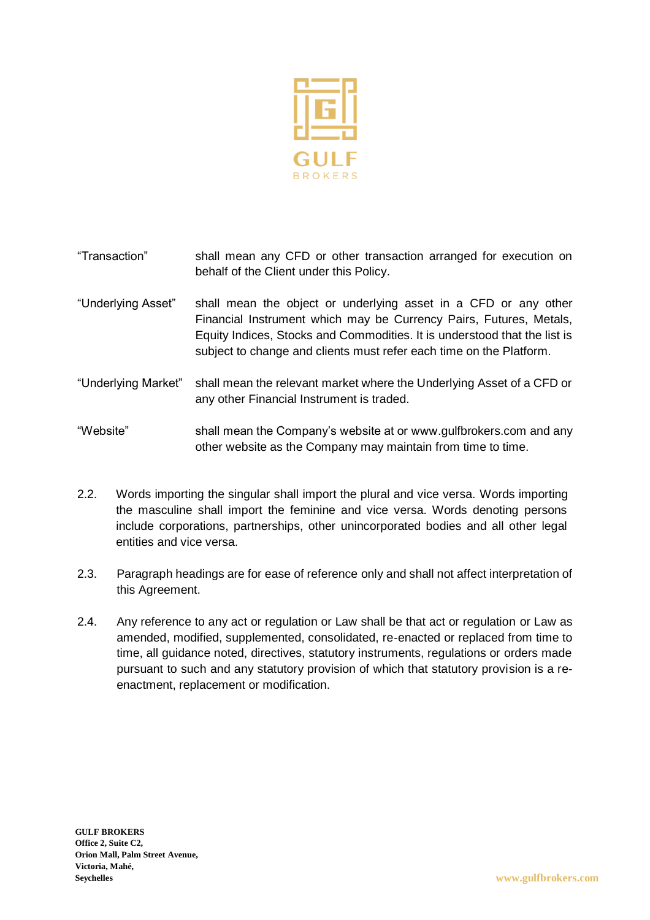| | |
|---|---|
| "Transaction" | shall mean any CFD or other transaction arranged for execution on behalf of the Client under this Policy. |
| "Underlying Asset" | shall mean the object or underlying asset in a CFD or any other Financial Instrument which may be Currency Pairs, Futures, Metals, Equity Indices, Stocks and Commodities. It is understood that the list is subject to change and clients must refer each time on the Platform. |
| "Underlying Market" | shall mean the relevant market where the Underlying Asset of a CFD or any other Financial Instrument is traded. |
| "Website" | shall mean the Company's website at or www.gulfbrokers.com and any other website as the Company may maintain from time to time. |

2.2. Words importing the singular shall import the plural and vice versa. Words importing the masculine shall import the feminine and vice versa. Words denoting persons include corporations, partnerships, other unincorporated bodies and all other legal entities and vice versa.

2.3. Paragraph headings are for ease of reference only and shall not affect interpretation of this Agreement.

2.4. Any reference to any act or regulation or Law shall be that act or regulation or Law as amended, modified, supplemented, consolidated, re-enacted or replaced from time to time, all guidance noted, directives, statutory instruments, regulations or orders made pursuant to such and any statutory provision of which that statutory provision is a re-enactment, replacement or modification.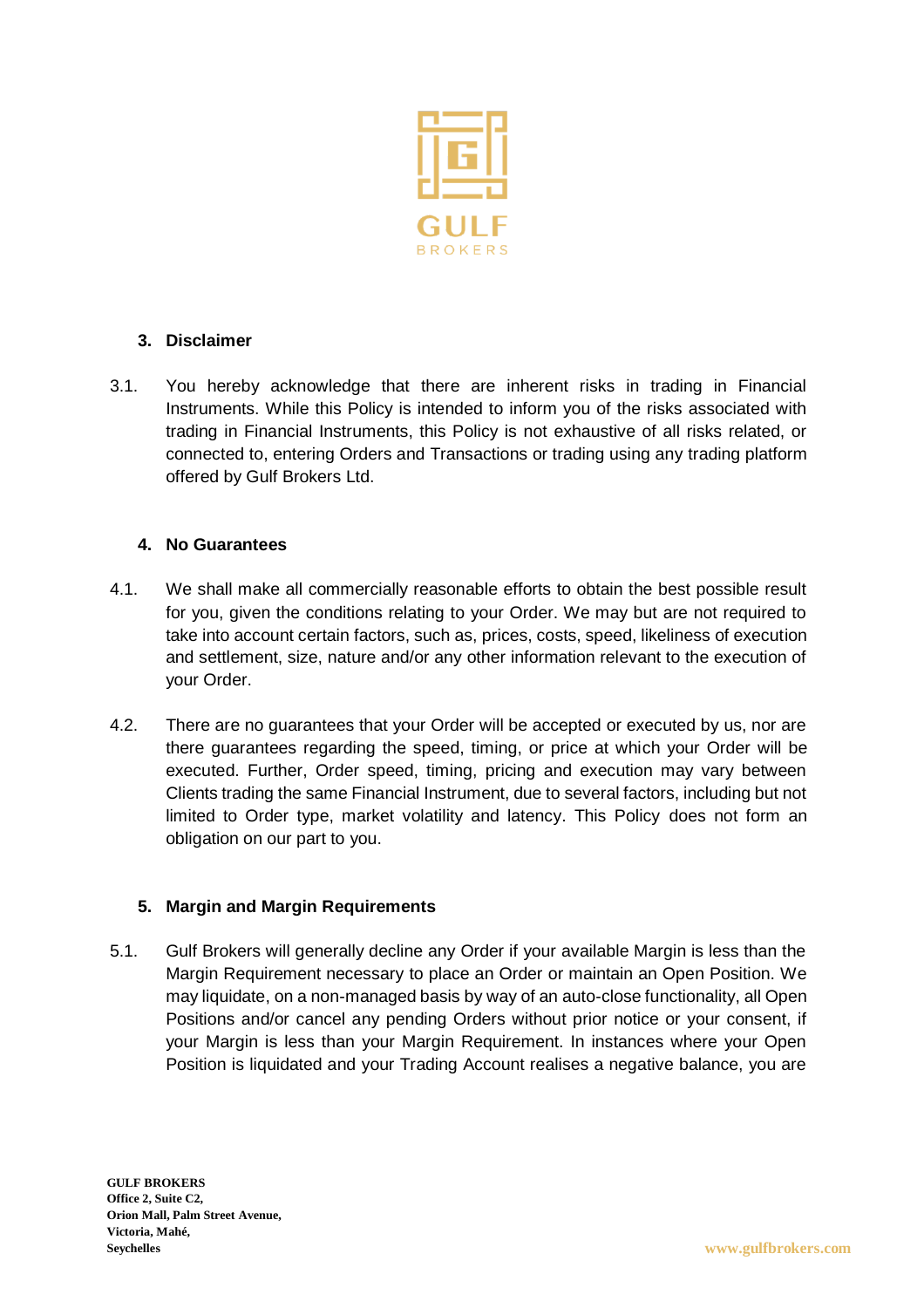## 3. Disclaimer

3.1. You hereby acknowledge that there are inherent risks in trading in Financial Instruments. While this Policy is intended to inform you of the risks associated with trading in Financial Instruments, this Policy is not exhaustive of all risks related, or connected to, entering Orders and Transactions or trading using any trading platform offered by Gulf Brokers Ltd.

## 4. No Guarantees

4.1. We shall make all commercially reasonable efforts to obtain the best possible result for you, given the conditions relating to your Order. We may but are not required to take into account certain factors, such as, prices, costs, speed, likeliness of execution and settlement, size, nature and/or any other information relevant to the execution of your Order.

4.2. There are no guarantees that your Order will be accepted or executed by us, nor are there guarantees regarding the speed, timing, or price at which your Order will be executed. Further, Order speed, timing, pricing and execution may vary between Clients trading the same Financial Instrument, due to several factors, including but not limited to Order type, market volatility and latency. This Policy does not form an obligation on our part to you.

## 5. Margin and Margin Requirements

5.1. Gulf Brokers will generally decline any Order if your available Margin is less than the Margin Requirement necessary to place an Order or maintain an Open Position. We may liquidate, on a non-managed basis by way of an auto-close functionality, all Open Positions and/or cancel any pending Orders without prior notice or your consent, if your Margin is less than your Margin Requirement. In instances where your Open Position is liquidated and your Trading Account realises a negative balance, you are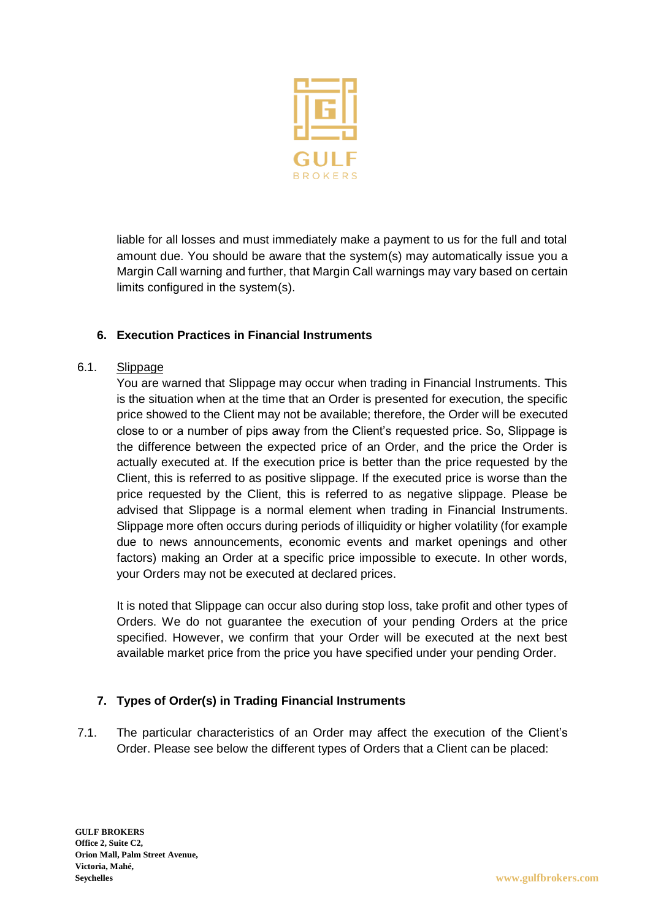liable for all losses and must immediately make a payment to us for the full and total amount due. You should be aware that the system(s) may automatically issue you a Margin Call warning and further, that Margin Call warnings may vary based on certain limits configured in the system(s).

## 6. Execution Practices in Financial Instruments

6.1. Slippage

You are warned that Slippage may occur when trading in Financial Instruments. This is the situation when at the time that an Order is presented for execution, the specific price showed to the Client may not be available; therefore, the Order will be executed close to or a number of pips away from the Client's requested price. So, Slippage is the difference between the expected price of an Order, and the price the Order is actually executed at. If the execution price is better than the price requested by the Client, this is referred to as positive slippage. If the executed price is worse than the price requested by the Client, this is referred to as negative slippage. Please be advised that Slippage is a normal element when trading in Financial Instruments. Slippage more often occurs during periods of illiquidity or higher volatility (for example due to news announcements, economic events and market openings and other factors) making an Order at a specific price impossible to execute. In other words, your Orders may not be executed at declared prices.

It is noted that Slippage can occur also during stop loss, take profit and other types of Orders. We do not guarantee the execution of your pending Orders at the price specified. However, we confirm that your Order will be executed at the next best available market price from the price you have specified under your pending Order.

## 7. Types of Order(s) in Trading Financial Instruments

7.1. The particular characteristics of an Order may affect the execution of the Client's Order. Please see below the different types of Orders that a Client can be placed: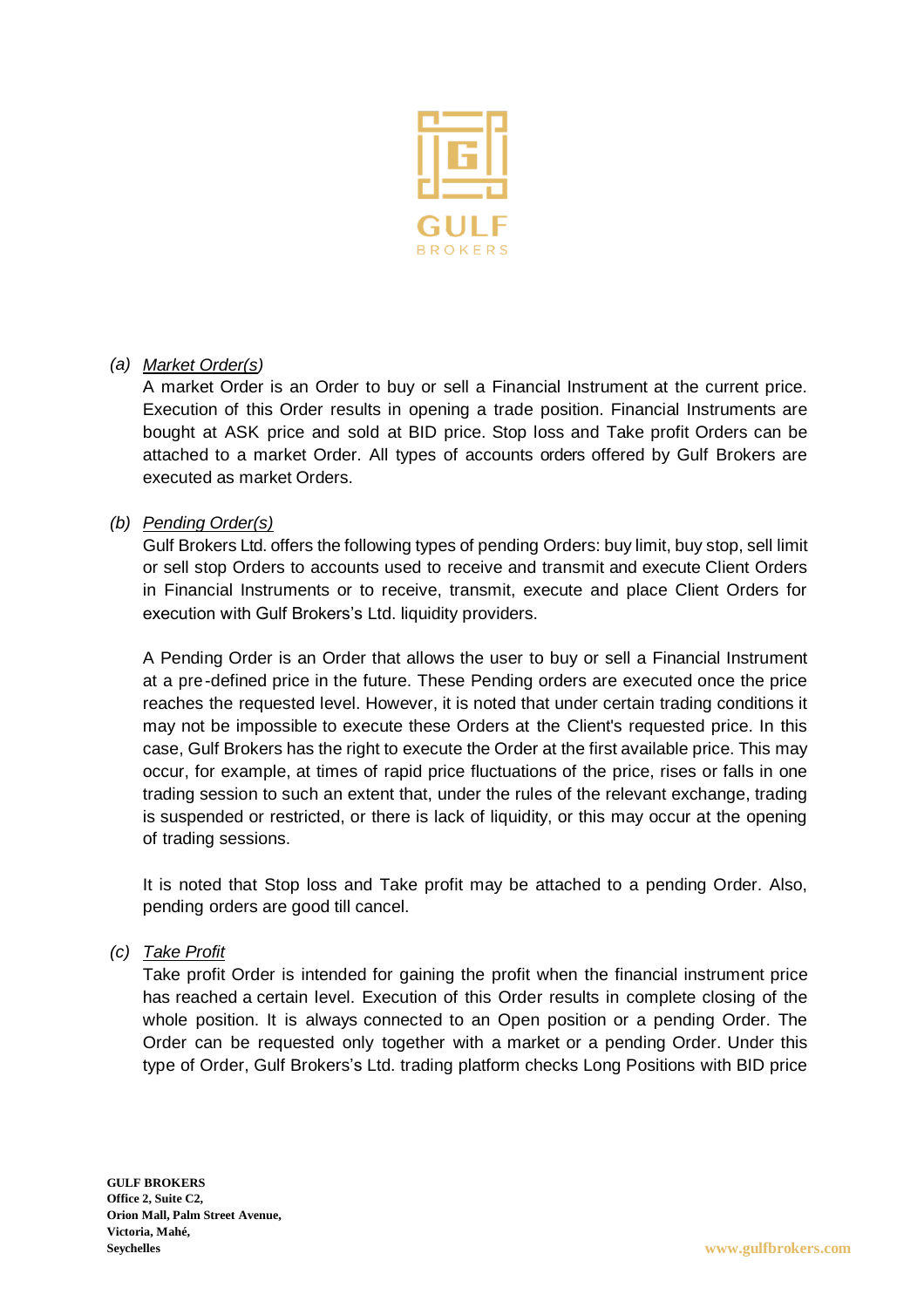(a) *Market Order(s)*

A market Order is an Order to buy or sell a Financial Instrument at the current price. Execution of this Order results in opening a trade position. Financial Instruments are bought at ASK price and sold at BID price. Stop loss and Take profit Orders can be attached to a market Order. All types of accounts orders offered by Gulf Brokers are executed as market Orders.

(b) *Pending Order(s)*

Gulf Brokers Ltd. offers the following types of pending Orders: buy limit, buy stop, sell limit or sell stop Orders to accounts used to receive and transmit and execute Client Orders in Financial Instruments or to receive, transmit, execute and place Client Orders for execution with Gulf Brokers's Ltd. liquidity providers.

A Pending Order is an Order that allows the user to buy or sell a Financial Instrument at a pre-defined price in the future. These Pending orders are executed once the price reaches the requested level. However, it is noted that under certain trading conditions it may not be impossible to execute these Orders at the Client's requested price. In this case, Gulf Brokers has the right to execute the Order at the first available price. This may occur, for example, at times of rapid price fluctuations of the price, rises or falls in one trading session to such an extent that, under the rules of the relevant exchange, trading is suspended or restricted, or there is lack of liquidity, or this may occur at the opening of trading sessions.

It is noted that Stop loss and Take profit may be attached to a pending Order. Also, pending orders are good till cancel.

(c) *Take Profit*

Take profit Order is intended for gaining the profit when the financial instrument price has reached a certain level. Execution of this Order results in complete closing of the whole position. It is always connected to an Open position or a pending Order. The Order can be requested only together with a market or a pending Order. Under this type of Order, Gulf Brokers's Ltd. trading platform checks Long Positions with BID price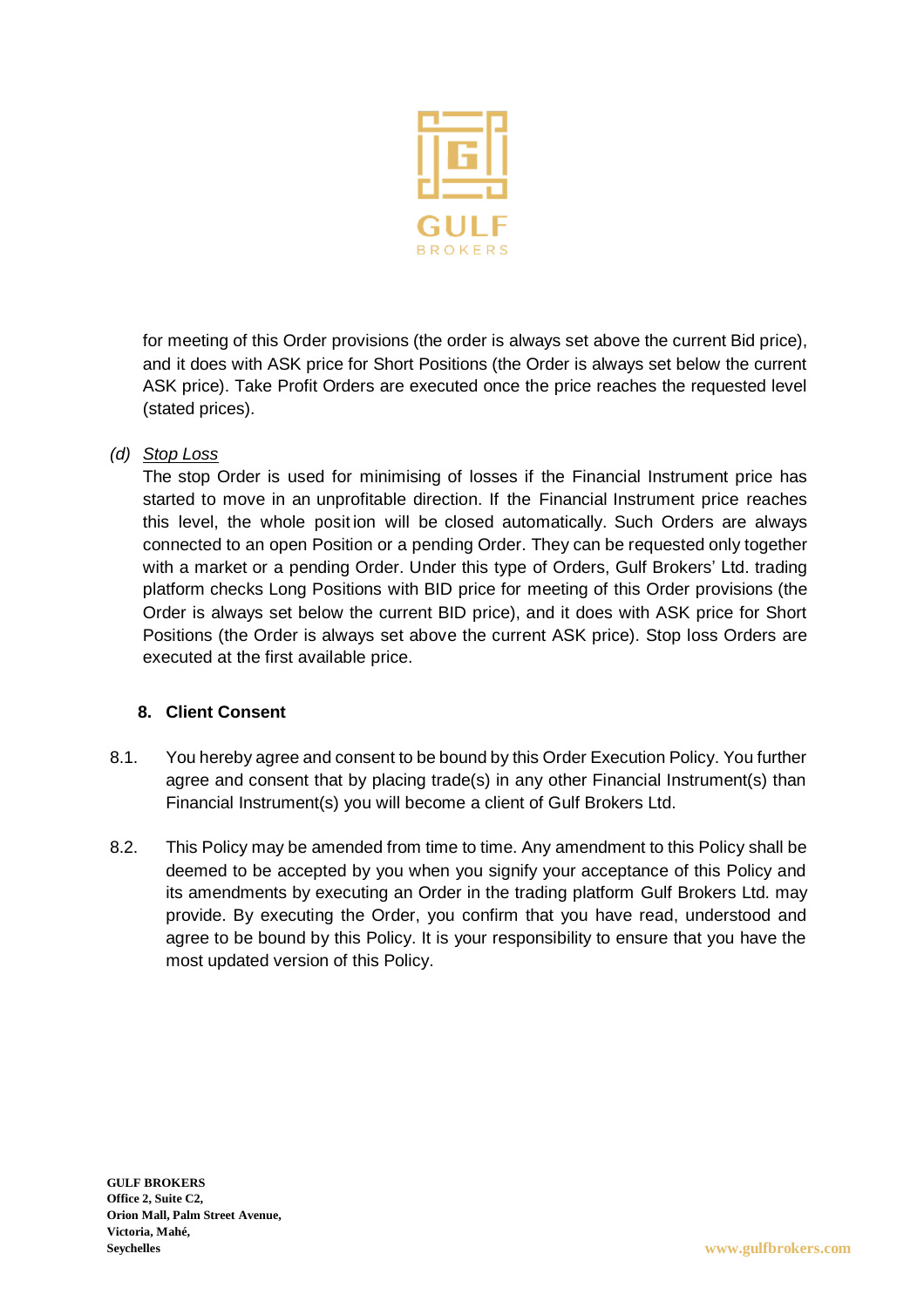for meeting of this Order provisions (the order is always set above the current Bid price), and it does with ASK price for Short Positions (the Order is always set below the current ASK price). Take Profit Orders are executed once the price reaches the requested level (stated prices).

(d) <u>*Stop Loss*</u>

The stop Order is used for minimising of losses if the Financial Instrument price has started to move in an unprofitable direction. If the Financial Instrument price reaches this level, the whole position will be closed automatically. Such Orders are always connected to an open Position or a pending Order. They can be requested only together with a market or a pending Order. Under this type of Orders, Gulf Brokers' Ltd. trading platform checks Long Positions with BID price for meeting of this Order provisions (the Order is always set below the current BID price), and it does with ASK price for Short Positions (the Order is always set above the current ASK price). Stop loss Orders are executed at the first available price.

## 8. Client Consent

8.1. You hereby agree and consent to be bound by this Order Execution Policy. You further agree and consent that by placing trade(s) in any other Financial Instrument(s) than Financial Instrument(s) you will become a client of Gulf Brokers Ltd.

8.2. This Policy may be amended from time to time. Any amendment to this Policy shall be deemed to be accepted by you when you signify your acceptance of this Policy and its amendments by executing an Order in the trading platform Gulf Brokers Ltd. may provide. By executing the Order, you confirm that you have read, understood and agree to be bound by this Policy. It is your responsibility to ensure that you have the most updated version of this Policy.